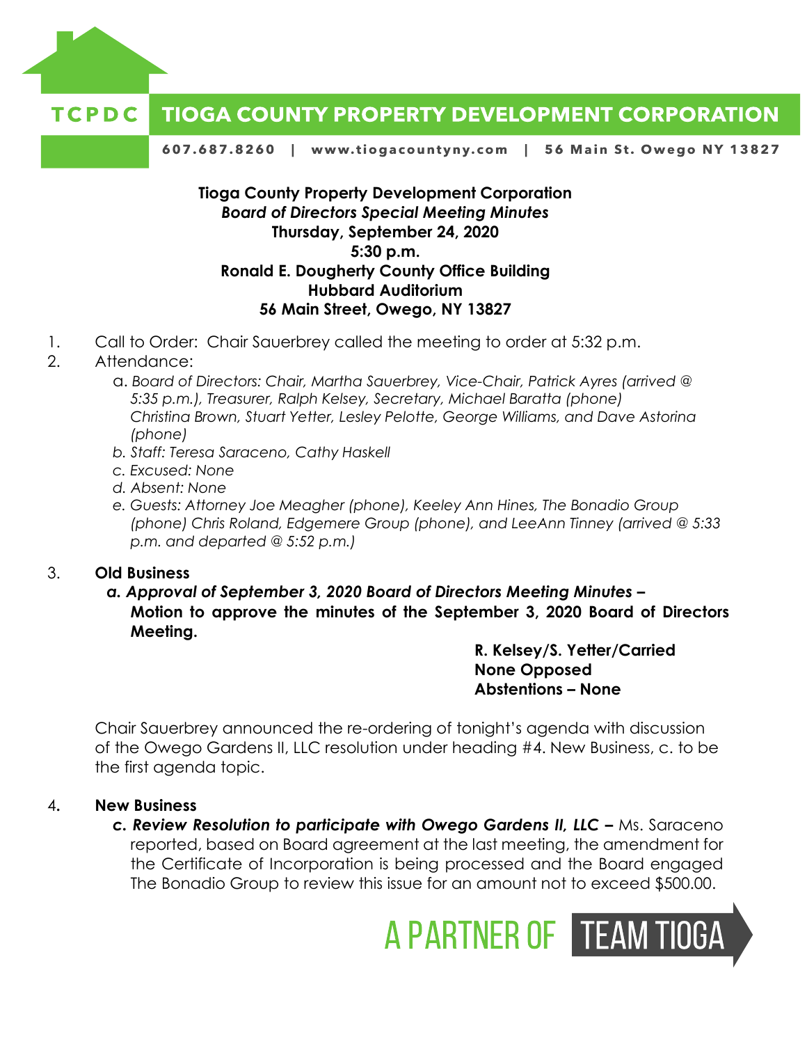**TCPDC TIOGA COUNTY PROPERTY DEVELOPMENT CORPORATION**

607.687.8260 | www.tiogacountyny.com | 56 Main St. Owego NY 13827

**Tioga County Property Development Corporation**
***Board of Directors Special Meeting Minutes***
**Thursday, September 24, 2020**
**5:30 p.m.**
**Ronald E. Dougherty County Office Building**
**Hubbard Auditorium**
**56 Main Street, Owego, NY 13827**

1. Call to Order: Chair Sauerbrey called the meeting to order at 5:32 p.m.
2. Attendance:
   a. *Board of Directors: Chair, Martha Sauerbrey, Vice-Chair, Patrick Ayres (arrived @ 5:35 p.m.), Treasurer, Ralph Kelsey, Secretary, Michael Baratta (phone) Christina Brown, Stuart Yetter, Lesley Pelotte, George Williams, and Dave Astorina (phone)*
   b. *Staff: Teresa Saraceno, Cathy Haskell*
   c. *Excused: None*
   d. *Absent: None*
   e. *Guests: Attorney Joe Meagher (phone), Keeley Ann Hines, The Bonadio Group (phone) Chris Roland, Edgemere Group (phone), and LeeAnn Tinney (arrived @ 5:33 p.m. and departed @ 5:52 p.m.)*

3. **Old Business**
   ***a. Approval of September 3, 2020 Board of Directors Meeting Minutes –***
   **Motion to approve the minutes of the September 3, 2020 Board of Directors Meeting.**

   **R. Kelsey/S. Yetter/Carried**
   **None Opposed**
   **Abstentions – None**

Chair Sauerbrey announced the re-ordering of tonight's agenda with discussion of the Owego Gardens II, LLC resolution under heading #4. New Business, c. to be the first agenda topic.

4. **New Business**
   ***c. Review Resolution to participate with Owego Gardens II, LLC –*** Ms. Saraceno reported, based on Board agreement at the last meeting, the amendment for the Certificate of Incorporation is being processed and the Board engaged The Bonadio Group to review this issue for an amount not to exceed $500.00.

A PARTNER OF TEAM TIOGA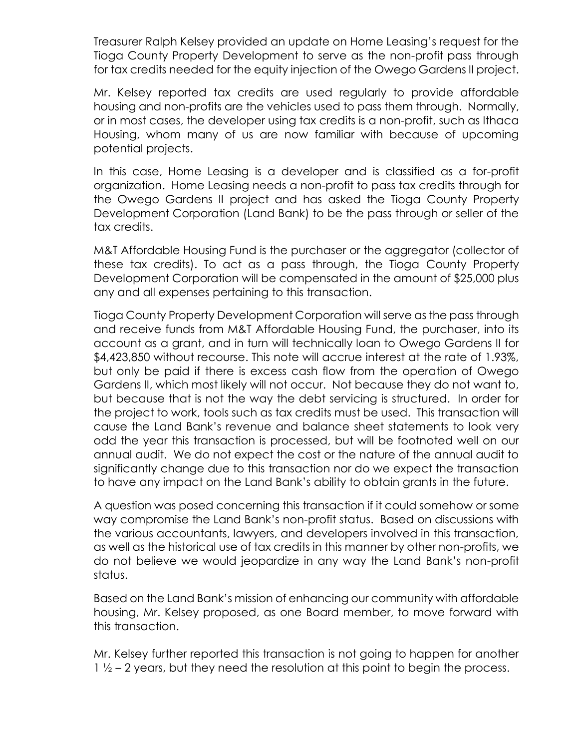Treasurer Ralph Kelsey provided an update on Home Leasing's request for the Tioga County Property Development to serve as the non-profit pass through for tax credits needed for the equity injection of the Owego Gardens II project.

Mr. Kelsey reported tax credits are used regularly to provide affordable housing and non-profits are the vehicles used to pass them through. Normally, or in most cases, the developer using tax credits is a non-profit, such as Ithaca Housing, whom many of us are now familiar with because of upcoming potential projects.

In this case, Home Leasing is a developer and is classified as a for-profit organization. Home Leasing needs a non-profit to pass tax credits through for the Owego Gardens II project and has asked the Tioga County Property Development Corporation (Land Bank) to be the pass through or seller of the tax credits.

M&T Affordable Housing Fund is the purchaser or the aggregator (collector of these tax credits). To act as a pass through, the Tioga County Property Development Corporation will be compensated in the amount of $25,000 plus any and all expenses pertaining to this transaction.

Tioga County Property Development Corporation will serve as the pass through and receive funds from M&T Affordable Housing Fund, the purchaser, into its account as a grant, and in turn will technically loan to Owego Gardens II for $4,423,850 without recourse. This note will accrue interest at the rate of 1.93%, but only be paid if there is excess cash flow from the operation of Owego Gardens II, which most likely will not occur. Not because they do not want to, but because that is not the way the debt servicing is structured. In order for the project to work, tools such as tax credits must be used. This transaction will cause the Land Bank's revenue and balance sheet statements to look very odd the year this transaction is processed, but will be footnoted well on our annual audit. We do not expect the cost or the nature of the annual audit to significantly change due to this transaction nor do we expect the transaction to have any impact on the Land Bank's ability to obtain grants in the future.

A question was posed concerning this transaction if it could somehow or some way compromise the Land Bank's non-profit status. Based on discussions with the various accountants, lawyers, and developers involved in this transaction, as well as the historical use of tax credits in this manner by other non-profits, we do not believe we would jeopardize in any way the Land Bank's non-profit status.

Based on the Land Bank's mission of enhancing our community with affordable housing, Mr. Kelsey proposed, as one Board member, to move forward with this transaction.

Mr. Kelsey further reported this transaction is not going to happen for another 1 ½ – 2 years, but they need the resolution at this point to begin the process.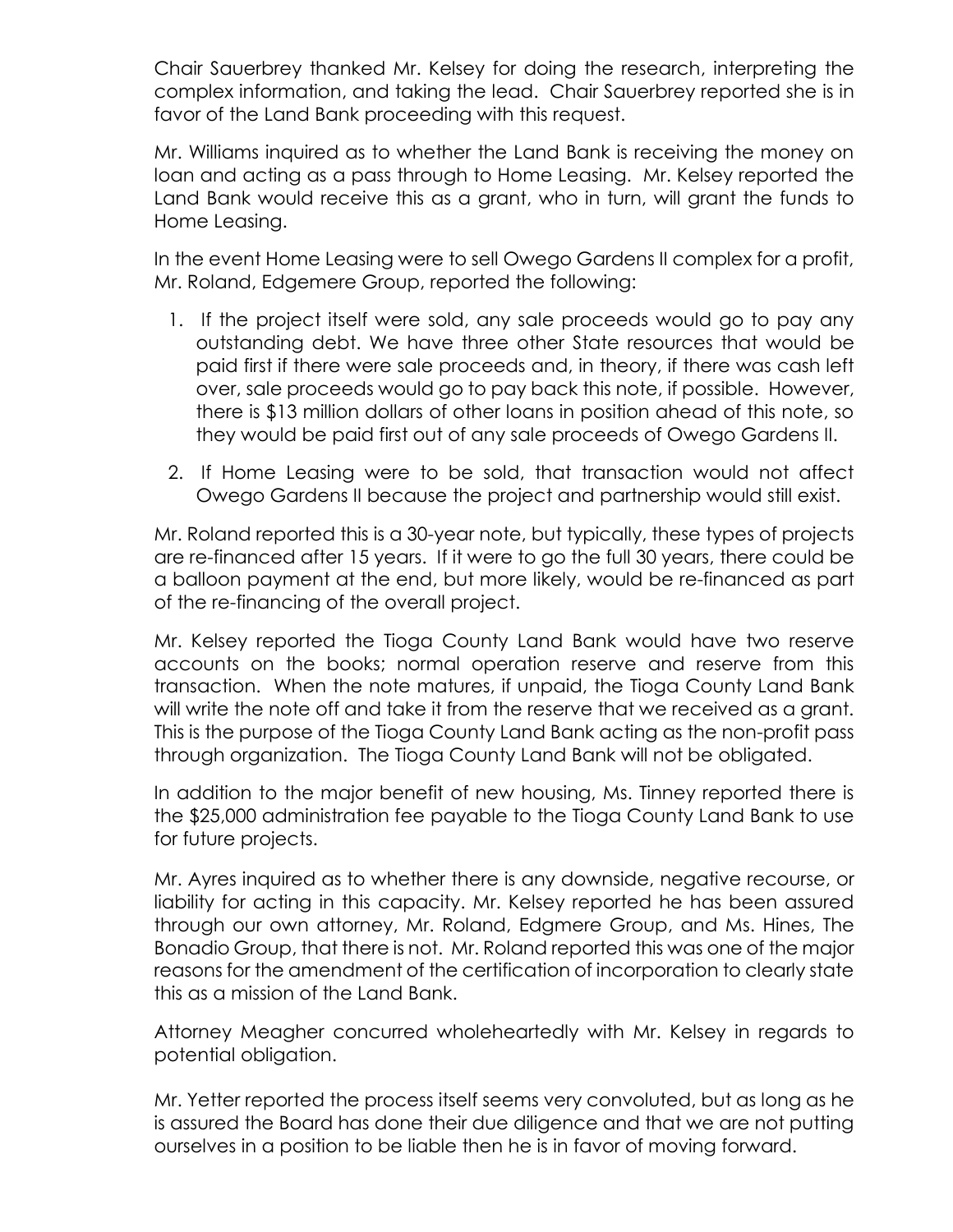Chair Sauerbrey thanked Mr. Kelsey for doing the research, interpreting the complex information, and taking the lead. Chair Sauerbrey reported she is in favor of the Land Bank proceeding with this request.

Mr. Williams inquired as to whether the Land Bank is receiving the money on loan and acting as a pass through to Home Leasing. Mr. Kelsey reported the Land Bank would receive this as a grant, who in turn, will grant the funds to Home Leasing.

In the event Home Leasing were to sell Owego Gardens II complex for a profit, Mr. Roland, Edgemere Group, reported the following:

1. If the project itself were sold, any sale proceeds would go to pay any outstanding debt. We have three other State resources that would be paid first if there were sale proceeds and, in theory, if there was cash left over, sale proceeds would go to pay back this note, if possible. However, there is $13 million dollars of other loans in position ahead of this note, so they would be paid first out of any sale proceeds of Owego Gardens II.

2. If Home Leasing were to be sold, that transaction would not affect Owego Gardens II because the project and partnership would still exist.

Mr. Roland reported this is a 30-year note, but typically, these types of projects are re-financed after 15 years. If it were to go the full 30 years, there could be a balloon payment at the end, but more likely, would be re-financed as part of the re-financing of the overall project.

Mr. Kelsey reported the Tioga County Land Bank would have two reserve accounts on the books; normal operation reserve and reserve from this transaction. When the note matures, if unpaid, the Tioga County Land Bank will write the note off and take it from the reserve that we received as a grant. This is the purpose of the Tioga County Land Bank acting as the non-profit pass through organization. The Tioga County Land Bank will not be obligated.

In addition to the major benefit of new housing, Ms. Tinney reported there is the $25,000 administration fee payable to the Tioga County Land Bank to use for future projects.

Mr. Ayres inquired as to whether there is any downside, negative recourse, or liability for acting in this capacity. Mr. Kelsey reported he has been assured through our own attorney, Mr. Roland, Edgmere Group, and Ms. Hines, The Bonadio Group, that there is not. Mr. Roland reported this was one of the major reasons for the amendment of the certification of incorporation to clearly state this as a mission of the Land Bank.

Attorney Meagher concurred wholeheartedly with Mr. Kelsey in regards to potential obligation.

Mr. Yetter reported the process itself seems very convoluted, but as long as he is assured the Board has done their due diligence and that we are not putting ourselves in a position to be liable then he is in favor of moving forward.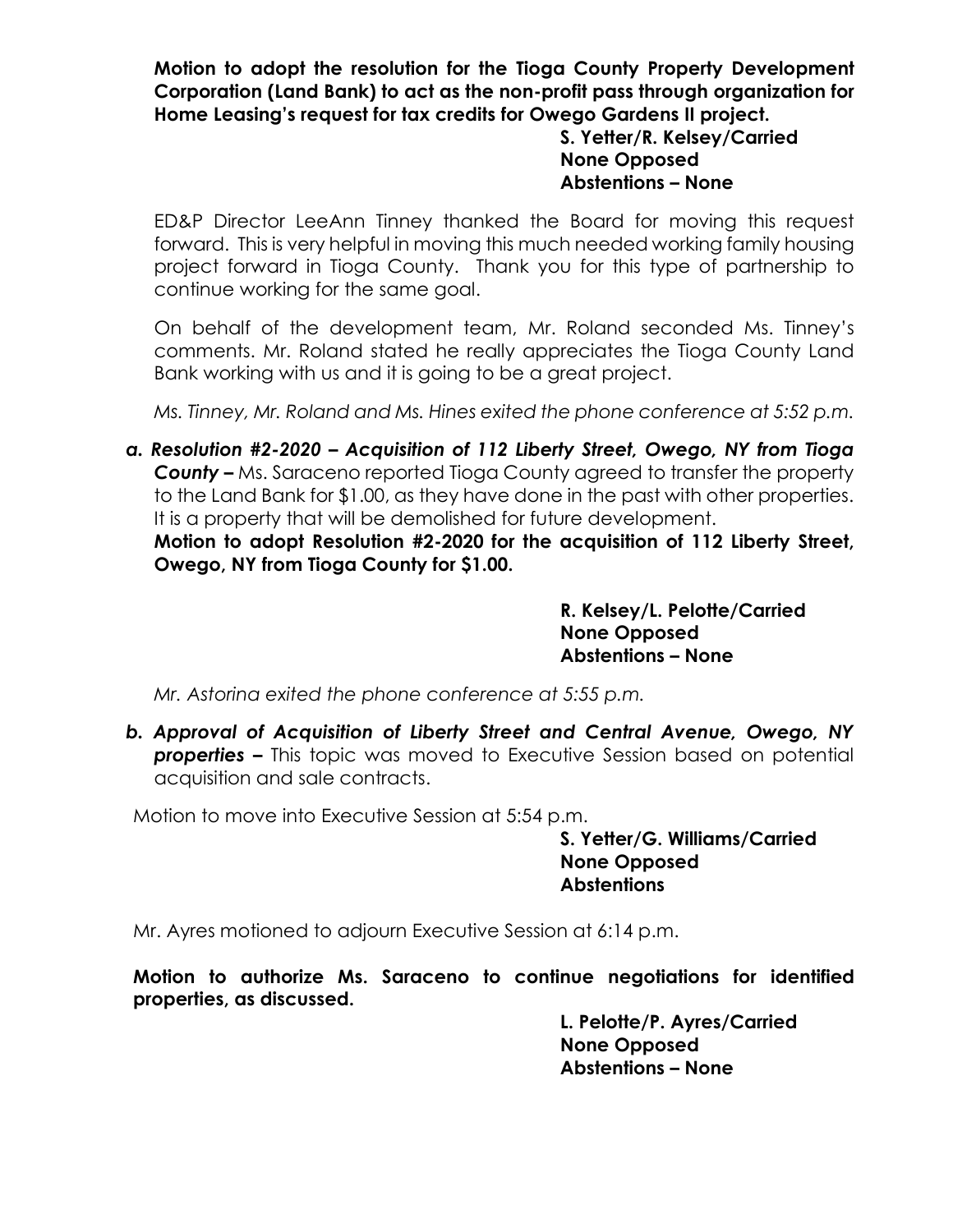**Motion to adopt the resolution for the Tioga County Property Development Corporation (Land Bank) to act as the non-profit pass through organization for Home Leasing's request for tax credits for Owego Gardens II project.**

**S. Yetter/R. Kelsey/Carried**
**None Opposed**
**Abstentions – None**

ED&P Director LeeAnn Tinney thanked the Board for moving this request forward. This is very helpful in moving this much needed working family housing project forward in Tioga County. Thank you for this type of partnership to continue working for the same goal.

On behalf of the development team, Mr. Roland seconded Ms. Tinney's comments. Mr. Roland stated he really appreciates the Tioga County Land Bank working with us and it is going to be a great project.

*Ms. Tinney, Mr. Roland and Ms. Hines exited the phone conference at 5:52 p.m.*

***a. Resolution #2-2020 – Acquisition of 112 Liberty Street, Owego, NY from Tioga County –*** Ms. Saraceno reported Tioga County agreed to transfer the property to the Land Bank for $1.00, as they have done in the past with other properties. It is a property that will be demolished for future development.

**Motion to adopt Resolution #2-2020 for the acquisition of 112 Liberty Street, Owego, NY from Tioga County for $1.00.**

**R. Kelsey/L. Pelotte/Carried**
**None Opposed**
**Abstentions – None**

*Mr. Astorina exited the phone conference at 5:55 p.m.*

***b. Approval of Acquisition of Liberty Street and Central Avenue, Owego, NY properties –*** This topic was moved to Executive Session based on potential acquisition and sale contracts.

Motion to move into Executive Session at 5:54 p.m.

**S. Yetter/G. Williams/Carried**
**None Opposed**
**Abstentions**

Mr. Ayres motioned to adjourn Executive Session at 6:14 p.m.

**Motion to authorize Ms. Saraceno to continue negotiations for identified properties, as discussed.**

**L. Pelotte/P. Ayres/Carried**
**None Opposed**
**Abstentions – None**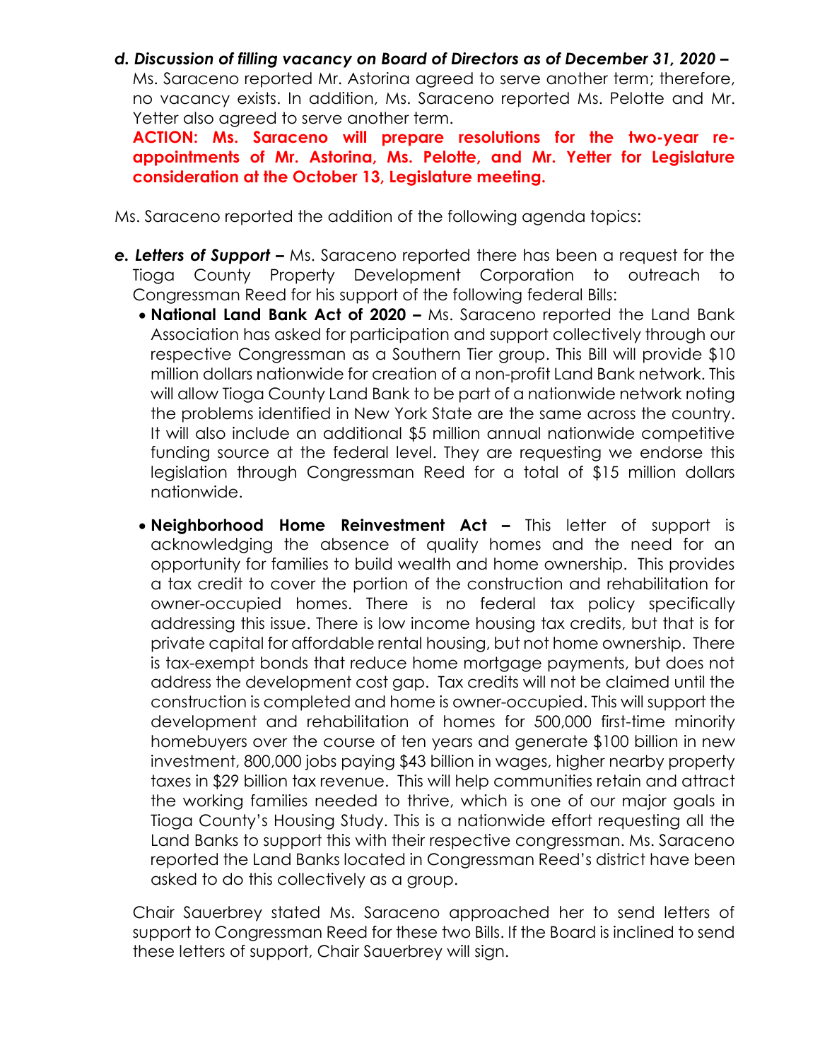***d. Discussion of filling vacancy on Board of Directors as of December 31, 2020 –*** Ms. Saraceno reported Mr. Astorina agreed to serve another term; therefore, no vacancy exists. In addition, Ms. Saraceno reported Ms. Pelotte and Mr. Yetter also agreed to serve another term.

**ACTION: Ms. Saraceno will prepare resolutions for the two-year re-appointments of Mr. Astorina, Ms. Pelotte, and Mr. Yetter for Legislature consideration at the October 13, Legislature meeting.**

Ms. Saraceno reported the addition of the following agenda topics:

***e. Letters of Support –*** Ms. Saraceno reported there has been a request for the Tioga County Property Development Corporation to outreach to Congressman Reed for his support of the following federal Bills:

- **National Land Bank Act of 2020 –** Ms. Saraceno reported the Land Bank Association has asked for participation and support collectively through our respective Congressman as a Southern Tier group. This Bill will provide $10 million dollars nationwide for creation of a non-profit Land Bank network. This will allow Tioga County Land Bank to be part of a nationwide network noting the problems identified in New York State are the same across the country. It will also include an additional $5 million annual nationwide competitive funding source at the federal level. They are requesting we endorse this legislation through Congressman Reed for a total of $15 million dollars nationwide.

- **Neighborhood Home Reinvestment Act –** This letter of support is acknowledging the absence of quality homes and the need for an opportunity for families to build wealth and home ownership. This provides a tax credit to cover the portion of the construction and rehabilitation for owner-occupied homes. There is no federal tax policy specifically addressing this issue. There is low income housing tax credits, but that is for private capital for affordable rental housing, but not home ownership. There is tax-exempt bonds that reduce home mortgage payments, but does not address the development cost gap. Tax credits will not be claimed until the construction is completed and home is owner-occupied. This will support the development and rehabilitation of homes for 500,000 first-time minority homebuyers over the course of ten years and generate $100 billion in new investment, 800,000 jobs paying $43 billion in wages, higher nearby property taxes in $29 billion tax revenue. This will help communities retain and attract the working families needed to thrive, which is one of our major goals in Tioga County's Housing Study. This is a nationwide effort requesting all the Land Banks to support this with their respective congressman. Ms. Saraceno reported the Land Banks located in Congressman Reed's district have been asked to do this collectively as a group.

Chair Sauerbrey stated Ms. Saraceno approached her to send letters of support to Congressman Reed for these two Bills. If the Board is inclined to send these letters of support, Chair Sauerbrey will sign.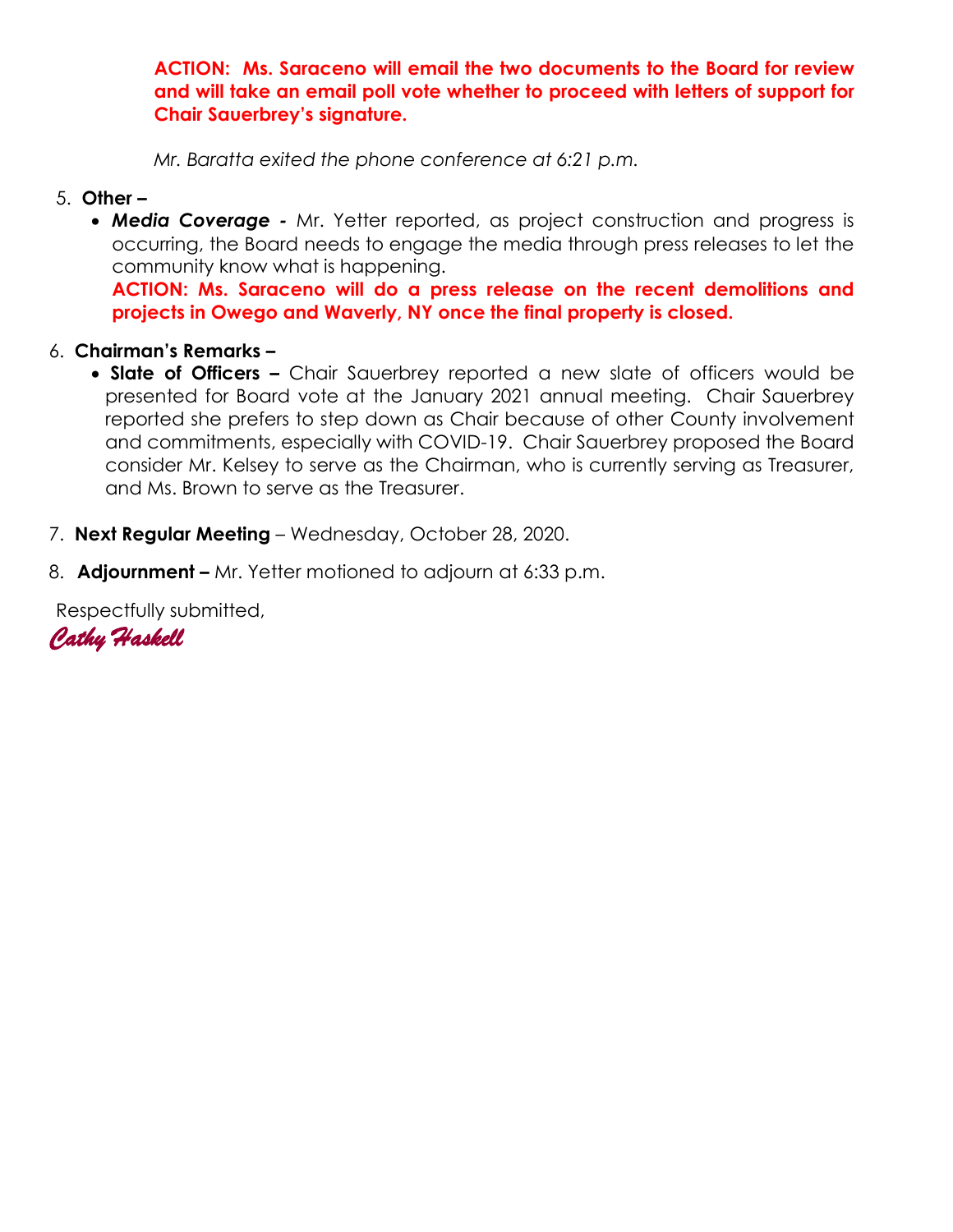**ACTION: Ms. Saraceno will email the two documents to the Board for review and will take an email poll vote whether to proceed with letters of support for Chair Sauerbrey's signature.**

*Mr. Baratta exited the phone conference at 6:21 p.m.*

5. **Other –**
   - ***Media Coverage -*** Mr. Yetter reported, as project construction and progress is occurring, the Board needs to engage the media through press releases to let the community know what is happening.

     **ACTION: Ms. Saraceno will do a press release on the recent demolitions and projects in Owego and Waverly, NY once the final property is closed.**

6. **Chairman's Remarks –**
   - **Slate of Officers –** Chair Sauerbrey reported a new slate of officers would be presented for Board vote at the January 2021 annual meeting. Chair Sauerbrey reported she prefers to step down as Chair because of other County involvement and commitments, especially with COVID-19. Chair Sauerbrey proposed the Board consider Mr. Kelsey to serve as the Chairman, who is currently serving as Treasurer, and Ms. Brown to serve as the Treasurer.

7. **Next Regular Meeting** – Wednesday, October 28, 2020.

8. **Adjournment –** Mr. Yetter motioned to adjourn at 6:33 p.m.

Respectfully submitted,

*Cathy Haskell*